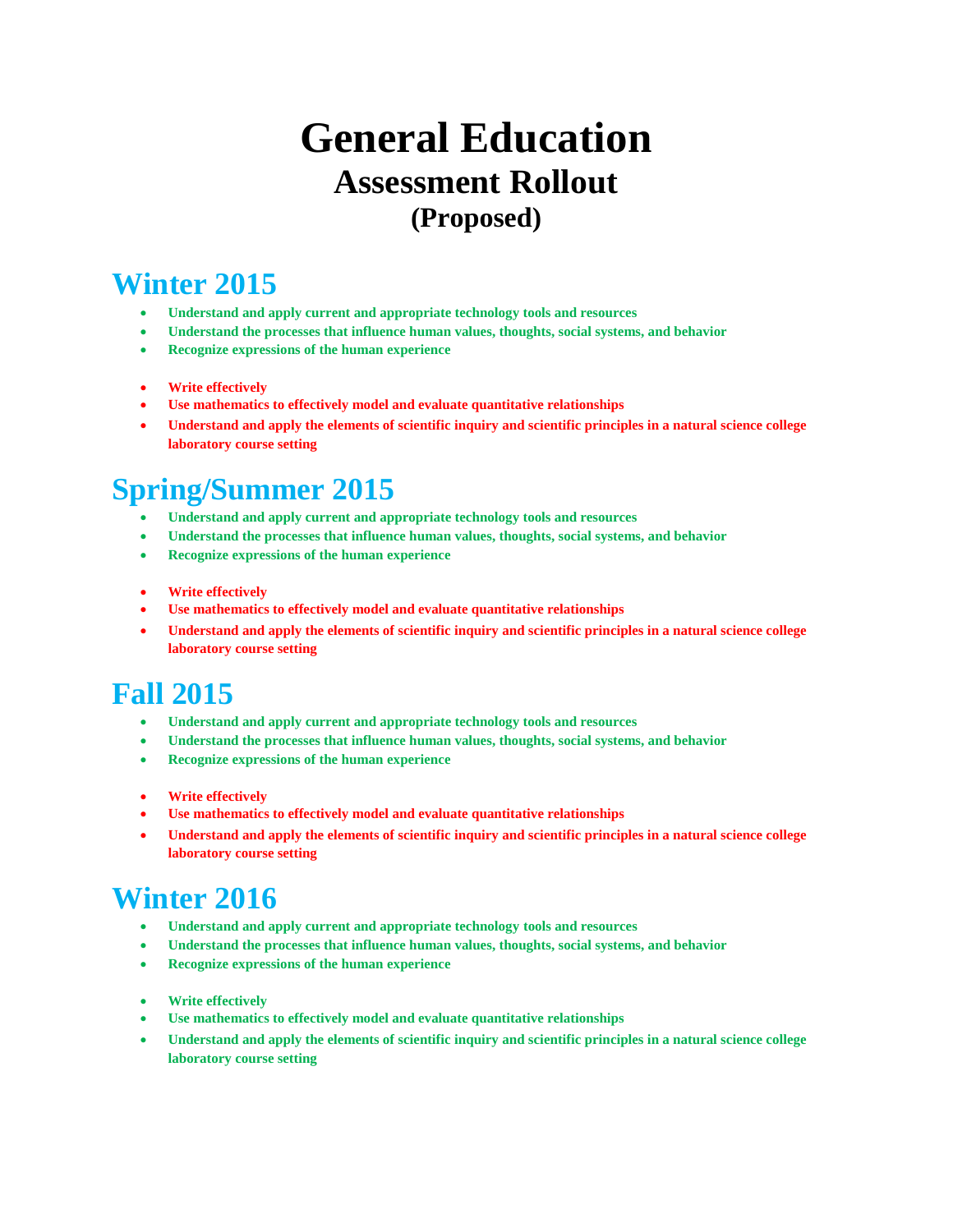# General Education

## Assessment Rollout

### (Proposed)

## Winter 2015

- **Understand and apply current and appropriate technology tools and resources**
- **Understand the processes that influence human values, thoughts, social systems, and behavior**
- **Recognize expressions of the human experience**

- **Write effectively**
- **Use mathematics to effectively model and evaluate quantitative relationships**
- **Understand and apply the elements of scientific inquiry and scientific principles in a natural science college laboratory course setting**

## Spring/Summer 2015

- **Understand and apply current and appropriate technology tools and resources**
- **Understand the processes that influence human values, thoughts, social systems, and behavior**
- **Recognize expressions of the human experience**

- **Write effectively**
- **Use mathematics to effectively model and evaluate quantitative relationships**
- **Understand and apply the elements of scientific inquiry and scientific principles in a natural science college laboratory course setting**

## Fall 2015

- **Understand and apply current and appropriate technology tools and resources**
- **Understand the processes that influence human values, thoughts, social systems, and behavior**
- **Recognize expressions of the human experience**

- **Write effectively**
- **Use mathematics to effectively model and evaluate quantitative relationships**
- **Understand and apply the elements of scientific inquiry and scientific principles in a natural science college laboratory course setting**

## Winter 2016

- **Understand and apply current and appropriate technology tools and resources**
- **Understand the processes that influence human values, thoughts, social systems, and behavior**
- **Recognize expressions of the human experience**

- **Write effectively**
- **Use mathematics to effectively model and evaluate quantitative relationships**
- **Understand and apply the elements of scientific inquiry and scientific principles in a natural science college laboratory course setting**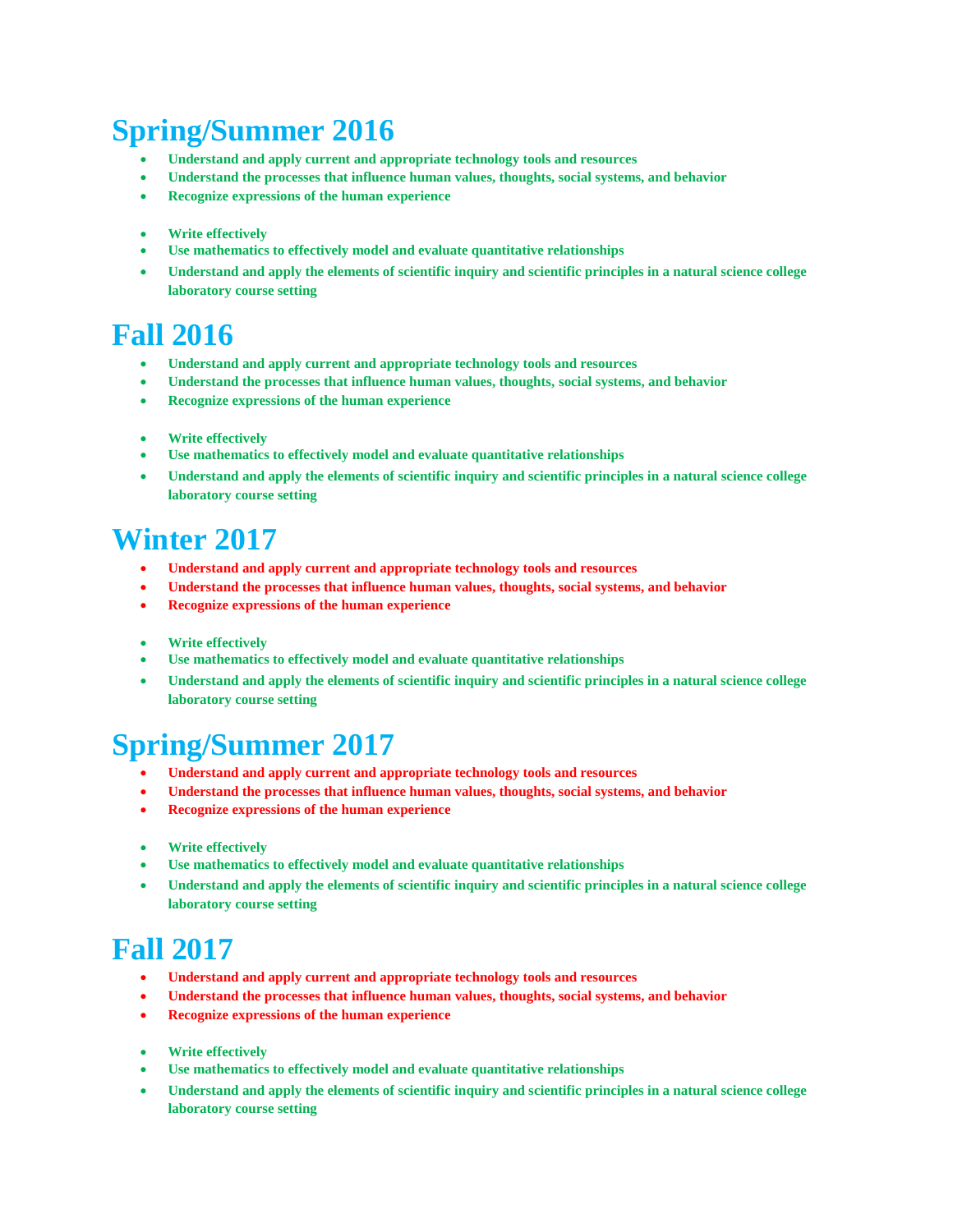# Spring/Summer 2016

- **Understand and apply current and appropriate technology tools and resources**
- **Understand the processes that influence human values, thoughts, social systems, and behavior**
- **Recognize expressions of the human experience**

- **Write effectively**
- **Use mathematics to effectively model and evaluate quantitative relationships**
- **Understand and apply the elements of scientific inquiry and scientific principles in a natural science college laboratory course setting**

# Fall 2016

- **Understand and apply current and appropriate technology tools and resources**
- **Understand the processes that influence human values, thoughts, social systems, and behavior**
- **Recognize expressions of the human experience**

- **Write effectively**
- **Use mathematics to effectively model and evaluate quantitative relationships**
- **Understand and apply the elements of scientific inquiry and scientific principles in a natural science college laboratory course setting**

# Winter 2017

- **Understand and apply current and appropriate technology tools and resources**
- **Understand the processes that influence human values, thoughts, social systems, and behavior**
- **Recognize expressions of the human experience**

- **Write effectively**
- **Use mathematics to effectively model and evaluate quantitative relationships**
- **Understand and apply the elements of scientific inquiry and scientific principles in a natural science college laboratory course setting**

# Spring/Summer 2017

- **Understand and apply current and appropriate technology tools and resources**
- **Understand the processes that influence human values, thoughts, social systems, and behavior**
- **Recognize expressions of the human experience**

- **Write effectively**
- **Use mathematics to effectively model and evaluate quantitative relationships**
- **Understand and apply the elements of scientific inquiry and scientific principles in a natural science college laboratory course setting**

# Fall 2017

- **Understand and apply current and appropriate technology tools and resources**
- **Understand the processes that influence human values, thoughts, social systems, and behavior**
- **Recognize expressions of the human experience**

- **Write effectively**
- **Use mathematics to effectively model and evaluate quantitative relationships**
- **Understand and apply the elements of scientific inquiry and scientific principles in a natural science college laboratory course setting**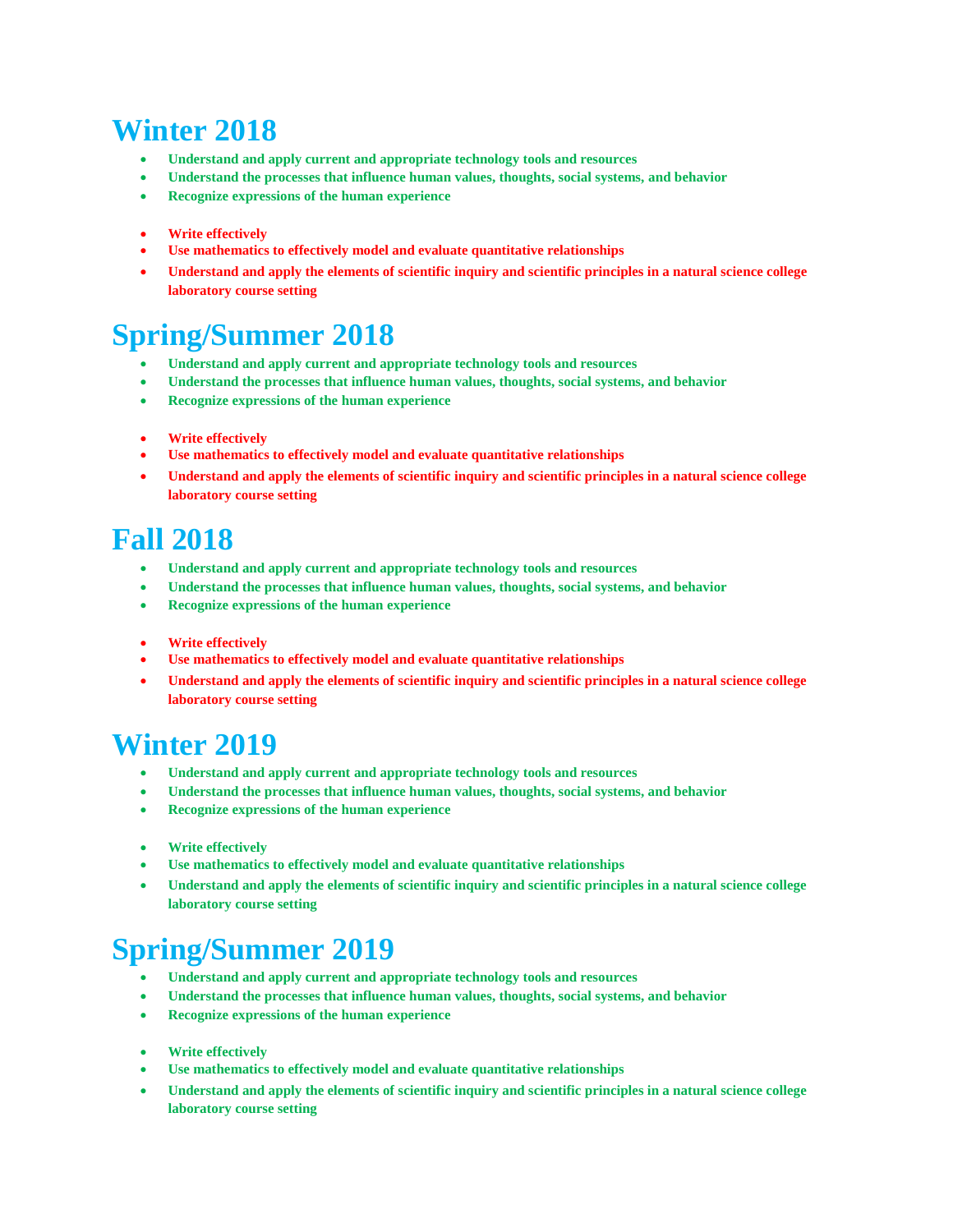# Winter 2018

- **Understand and apply current and appropriate technology tools and resources**
- **Understand the processes that influence human values, thoughts, social systems, and behavior**
- **Recognize expressions of the human experience**

- **Write effectively**
- **Use mathematics to effectively model and evaluate quantitative relationships**
- **Understand and apply the elements of scientific inquiry and scientific principles in a natural science college laboratory course setting**

# Spring/Summer 2018

- **Understand and apply current and appropriate technology tools and resources**
- **Understand the processes that influence human values, thoughts, social systems, and behavior**
- **Recognize expressions of the human experience**

- **Write effectively**
- **Use mathematics to effectively model and evaluate quantitative relationships**
- **Understand and apply the elements of scientific inquiry and scientific principles in a natural science college laboratory course setting**

# Fall 2018

- **Understand and apply current and appropriate technology tools and resources**
- **Understand the processes that influence human values, thoughts, social systems, and behavior**
- **Recognize expressions of the human experience**

- **Write effectively**
- **Use mathematics to effectively model and evaluate quantitative relationships**
- **Understand and apply the elements of scientific inquiry and scientific principles in a natural science college laboratory course setting**

# Winter 2019

- **Understand and apply current and appropriate technology tools and resources**
- **Understand the processes that influence human values, thoughts, social systems, and behavior**
- **Recognize expressions of the human experience**

- **Write effectively**
- **Use mathematics to effectively model and evaluate quantitative relationships**
- **Understand and apply the elements of scientific inquiry and scientific principles in a natural science college laboratory course setting**

# Spring/Summer 2019

- **Understand and apply current and appropriate technology tools and resources**
- **Understand the processes that influence human values, thoughts, social systems, and behavior**
- **Recognize expressions of the human experience**

- **Write effectively**
- **Use mathematics to effectively model and evaluate quantitative relationships**
- **Understand and apply the elements of scientific inquiry and scientific principles in a natural science college laboratory course setting**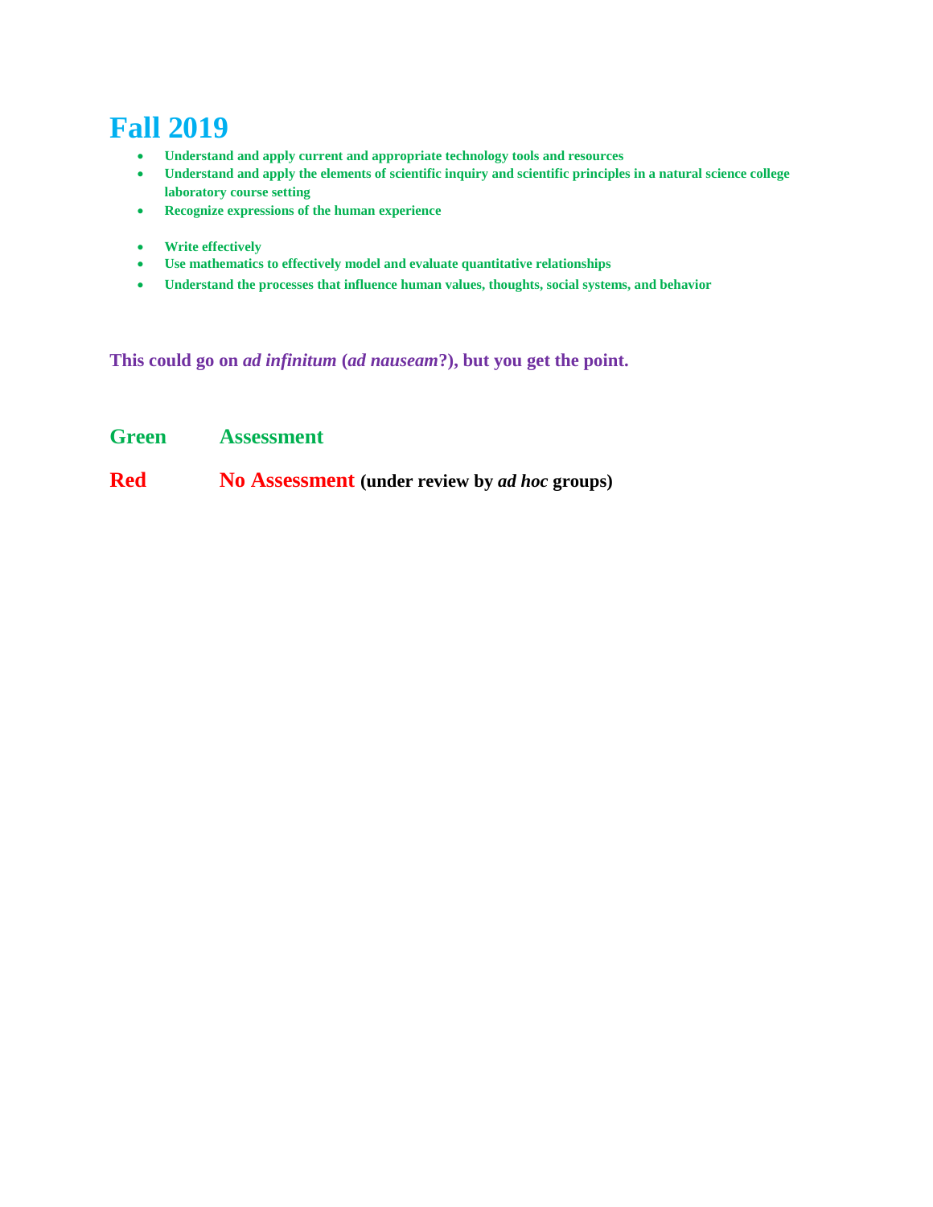# Fall 2019

- **Understand and apply current and appropriate technology tools and resources**
- **Understand and apply the elements of scientific inquiry and scientific principles in a natural science college laboratory course setting**
- **Recognize expressions of the human experience**

- **Write effectively**
- **Use mathematics to effectively model and evaluate quantitative relationships**
- **Understand the processes that influence human values, thoughts, social systems, and behavior**

**This could go on *ad infinitum* (*ad nauseam*?), but you get the point.**

| | |
|---|---|
| **Green** | **Assessment** |
| **Red** | **No Assessment (under review by *ad hoc* groups)** |